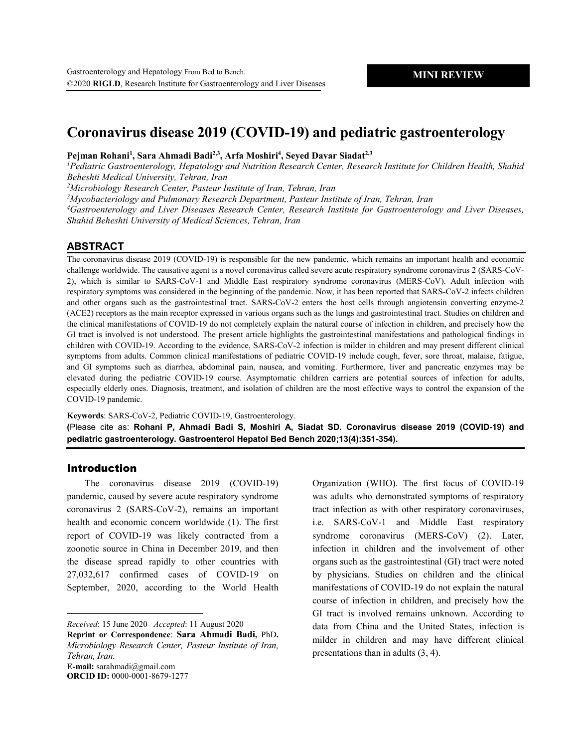MINI REVIEW

# Coronavirus disease 2019 (COVID-19) and pediatric gastroenterology

**Pejman Rohani[1], Sara Ahmadi Badi[2,3], Arfa Moshiri[4], Seyed Davar Siadat[2,3]**

*[1]Pediatric Gastroenterology, Hepatology and Nutrition Research Center, Research Institute for Children Health, Shahid Beheshti Medical University, Tehran, Iran*

*[2]Microbiology Research Center, Pasteur Institute of Iran, Tehran, Iran*

*[3]Mycobacteriology and Pulmonary Research Department, Pasteur Institute of Iran, Tehran, Iran*

*[4]Gastroenterology and Liver Diseases Research Center, Research Institute for Gastroenterology and Liver Diseases, Shahid Beheshti University of Medical Sciences, Tehran, Iran*

## ABSTRACT

The coronavirus disease 2019 (COVID-19) is responsible for the new pandemic, which remains an important health and economic challenge worldwide. The causative agent is a novel coronavirus called severe acute respiratory syndrome coronavirus 2 (SARS-CoV-2), which is similar to SARS-CoV-1 and Middle East respiratory syndrome coronavirus (MERS-CoV). Adult infection with respiratory symptoms was considered in the beginning of the pandemic. Now, it has been reported that SARS-CoV-2 infects children and other organs such as the gastrointestinal tract. SARS-CoV-2 enters the host cells through angiotensin converting enzyme-2 (ACE2) receptors as the main receptor expressed in various organs such as the lungs and gastrointestinal tract. Studies on children and the clinical manifestations of COVID-19 do not completely explain the natural course of infection in children, and precisely how the GI tract is involved is not understood. The present article highlights the gastrointestinal manifestations and pathological findings in children with COVID-19. According to the evidence, SARS-CoV-2 infection is milder in children and may present different clinical symptoms from adults. Common clinical manifestations of pediatric COVID-19 include cough, fever, sore throat, malaise, fatigue, and GI symptoms such as diarrhea, abdominal pain, nausea, and vomiting. Furthermore, liver and pancreatic enzymes may be elevated during the pediatric COVID-19 course. Asymptomatic children carriers are potential sources of infection for adults, especially elderly ones. Diagnosis, treatment, and isolation of children are the most effective ways to control the expansion of the COVID-19 pandemic.

**Keywords**: SARS-CoV-2, Pediatric COVID-19, Gastroenterology.

**(**Please cite as: **Rohani P, Ahmadi Badi S, Moshiri A, Siadat SD. Coronavirus disease 2019 (COVID-19) and pediatric gastroenterology. Gastroenterol Hepatol Bed Bench 2020;13(4):351-354).**

## Introduction

The coronavirus disease 2019 (COVID-19) pandemic, caused by severe acute respiratory syndrome coronavirus 2 (SARS-CoV-2), remains an important health and economic concern worldwide (1). The first report of COVID-19 was likely contracted from a zoonotic source in China in December 2019, and then the disease spread rapidly to other countries with 27,032,617 confirmed cases of COVID-19 on September, 2020, according to the World Health Organization (WHO). The first focus of COVID-19 was adults who demonstrated symptoms of respiratory tract infection as with other respiratory coronaviruses, i.e. SARS-CoV-1 and Middle East respiratory syndrome coronavirus (MERS-CoV) (2). Later, infection in children and the involvement of other organs such as the gastrointestinal (GI) tract were noted by physicians. Studies on children and the clinical manifestations of COVID-19 do not explain the natural course of infection in children, and precisely how the GI tract is involved remains unknown. According to data from China and the United States, infection is milder in children and may have different clinical presentations than in adults (3, 4).

---

*Received*: 15 June 2020 *Accepted*: 11 August 2020

**Reprint or Correspondence**: **Sara Ahmadi Badi,** PhD**.** *Microbiology Research Center, Pasteur Institute of Iran, Tehran, Iran.*

**E-mail:** sarahmadi@gmail.com

**ORCID ID:** 0000-0001-8679-1277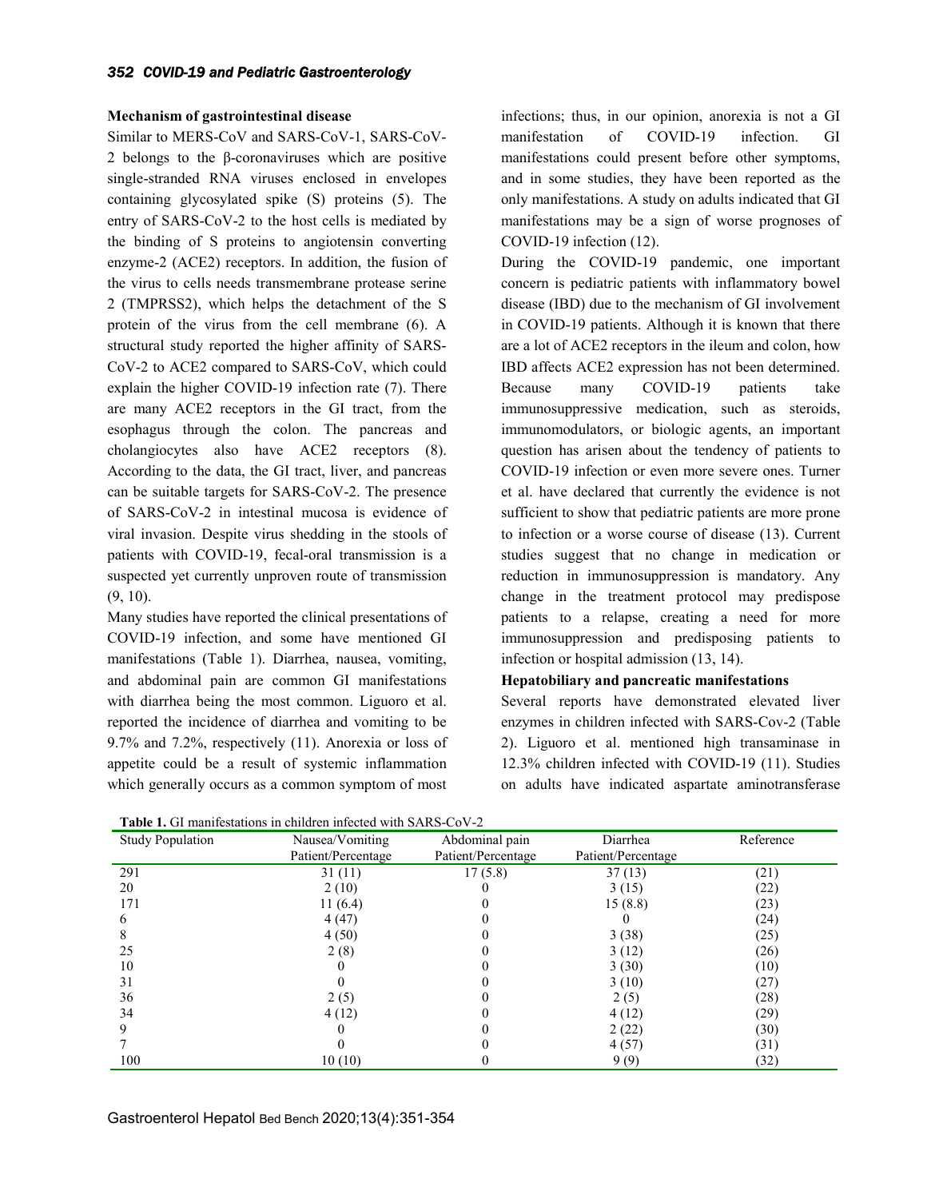### Mechanism of gastrointestinal disease

Similar to MERS-CoV and SARS-CoV-1, SARS-CoV-2 belongs to the β-coronaviruses which are positive single-stranded RNA viruses enclosed in envelopes containing glycosylated spike (S) proteins (5). The entry of SARS-CoV-2 to the host cells is mediated by the binding of S proteins to angiotensin converting enzyme-2 (ACE2) receptors. In addition, the fusion of the virus to cells needs transmembrane protease serine 2 (TMPRSS2), which helps the detachment of the S protein of the virus from the cell membrane (6). A structural study reported the higher affinity of SARS-CoV-2 to ACE2 compared to SARS-CoV, which could explain the higher COVID-19 infection rate (7). There are many ACE2 receptors in the GI tract, from the esophagus through the colon. The pancreas and cholangiocytes also have ACE2 receptors (8). According to the data, the GI tract, liver, and pancreas can be suitable targets for SARS-CoV-2. The presence of SARS-CoV-2 in intestinal mucosa is evidence of viral invasion. Despite virus shedding in the stools of patients with COVID-19, fecal-oral transmission is a suspected yet currently unproven route of transmission (9, 10).

Many studies have reported the clinical presentations of COVID-19 infection, and some have mentioned GI manifestations (Table 1). Diarrhea, nausea, vomiting, and abdominal pain are common GI manifestations with diarrhea being the most common. Liguoro et al. reported the incidence of diarrhea and vomiting to be 9.7% and 7.2%, respectively (11). Anorexia or loss of appetite could be a result of systemic inflammation which generally occurs as a common symptom of most infections; thus, in our opinion, anorexia is not a GI manifestation of COVID-19 infection. GI manifestations could present before other symptoms, and in some studies, they have been reported as the only manifestations. A study on adults indicated that GI manifestations may be a sign of worse prognoses of COVID-19 infection (12).

During the COVID-19 pandemic, one important concern is pediatric patients with inflammatory bowel disease (IBD) due to the mechanism of GI involvement in COVID-19 patients. Although it is known that there are a lot of ACE2 receptors in the ileum and colon, how IBD affects ACE2 expression has not been determined. Because many COVID-19 patients take immunosuppressive medication, such as steroids, immunomodulators, or biologic agents, an important question has arisen about the tendency of patients to COVID-19 infection or even more severe ones. Turner et al. have declared that currently the evidence is not sufficient to show that pediatric patients are more prone to infection or a worse course of disease (13). Current studies suggest that no change in medication or reduction in immunosuppression is mandatory. Any change in the treatment protocol may predispose patients to a relapse, creating a need for more immunosuppression and predisposing patients to infection or hospital admission (13, 14).

### Hepatobiliary and pancreatic manifestations

Several reports have demonstrated elevated liver enzymes in children infected with SARS-Cov-2 (Table 2). Liguoro et al. mentioned high transaminase in 12.3% children infected with COVID-19 (11). Studies on adults have indicated aspartate aminotransferase

**Table 1.** GI manifestations in children infected with SARS-CoV-2

| Study Population | Nausea/Vomiting Patient/Percentage | Abdominal pain Patient/Percentage | Diarrhea Patient/Percentage | Reference |
|---|---|---|---|---|
| 291 | 31 (11) | 17 (5.8) | 37 (13) | (21) |
| 20 | 2 (10) | 0 | 3 (15) | (22) |
| 171 | 11 (6.4) | 0 | 15 (8.8) | (23) |
| 6 | 4 (47) | 0 | 0 | (24) |
| 8 | 4 (50) | 0 | 3 (38) | (25) |
| 25 | 2 (8) | 0 | 3 (12) | (26) |
| 10 | 0 | 0 | 3 (30) | (10) |
| 31 | 0 | 0 | 3 (10) | (27) |
| 36 | 2 (5) | 0 | 2 (5) | (28) |
| 34 | 4 (12) | 0 | 4 (12) | (29) |
| 9 | 0 | 0 | 2 (22) | (30) |
| 7 | 0 | 0 | 4 (57) | (31) |
| 100 | 10 (10) | 0 | 9 (9) | (32) |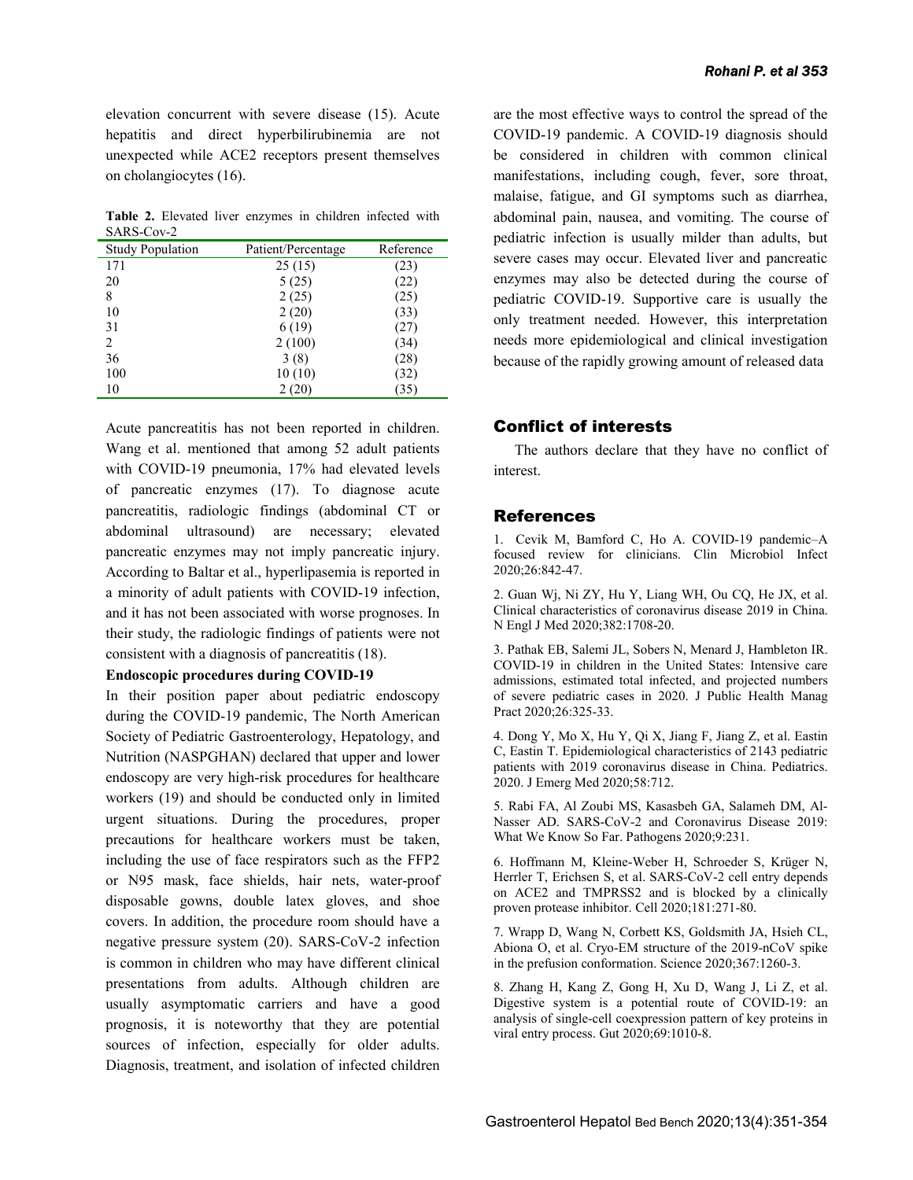elevation concurrent with severe disease (15). Acute hepatitis and direct hyperbilirubinemia are not unexpected while ACE2 receptors present themselves on cholangiocytes (16).

**Table 2.** Elevated liver enzymes in children infected with SARS-Cov-2

| Study Population | Patient/Percentage | Reference |
|---|---|---|
| 171 | 25 (15) | (23) |
| 20 | 5 (25) | (22) |
| 8 | 2 (25) | (25) |
| 10 | 2 (20) | (33) |
| 31 | 6 (19) | (27) |
| 2 | 2 (100) | (34) |
| 36 | 3 (8) | (28) |
| 100 | 10 (10) | (32) |
| 10 | 2 (20) | (35) |

Acute pancreatitis has not been reported in children. Wang et al. mentioned that among 52 adult patients with COVID-19 pneumonia, 17% had elevated levels of pancreatic enzymes (17). To diagnose acute pancreatitis, radiologic findings (abdominal CT or abdominal ultrasound) are necessary; elevated pancreatic enzymes may not imply pancreatic injury. According to Baltar et al., hyperlipasemia is reported in a minority of adult patients with COVID-19 infection, and it has not been associated with worse prognoses. In their study, the radiologic findings of patients were not consistent with a diagnosis of pancreatitis (18).

**Endoscopic procedures during COVID-19**

In their position paper about pediatric endoscopy during the COVID-19 pandemic, The North American Society of Pediatric Gastroenterology, Hepatology, and Nutrition (NASPGHAN) declared that upper and lower endoscopy are very high-risk procedures for healthcare workers (19) and should be conducted only in limited urgent situations. During the procedures, proper precautions for healthcare workers must be taken, including the use of face respirators such as the FFP2 or N95 mask, face shields, hair nets, water-proof disposable gowns, double latex gloves, and shoe covers. In addition, the procedure room should have a negative pressure system (20). SARS-CoV-2 infection is common in children who may have different clinical presentations from adults. Although children are usually asymptomatic carriers and have a good prognosis, it is noteworthy that they are potential sources of infection, especially for older adults. Diagnosis, treatment, and isolation of infected children are the most effective ways to control the spread of the COVID-19 pandemic. A COVID-19 diagnosis should be considered in children with common clinical manifestations, including cough, fever, sore throat, malaise, fatigue, and GI symptoms such as diarrhea, abdominal pain, nausea, and vomiting. The course of pediatric infection is usually milder than adults, but severe cases may occur. Elevated liver and pancreatic enzymes may also be detected during the course of pediatric COVID-19. Supportive care is usually the only treatment needed. However, this interpretation needs more epidemiological and clinical investigation because of the rapidly growing amount of released data

## Conflict of interests

The authors declare that they have no conflict of interest.

## References

1. Cevik M, Bamford C, Ho A. COVID-19 pandemic–A focused review for clinicians. Clin Microbiol Infect 2020;26:842-47.

2. Guan Wj, Ni ZY, Hu Y, Liang WH, Ou CQ, He JX, et al. Clinical characteristics of coronavirus disease 2019 in China. N Engl J Med 2020;382:1708-20.

3. Pathak EB, Salemi JL, Sobers N, Menard J, Hambleton IR. COVID-19 in children in the United States: Intensive care admissions, estimated total infected, and projected numbers of severe pediatric cases in 2020. J Public Health Manag Pract 2020;26:325-33.

4. Dong Y, Mo X, Hu Y, Qi X, Jiang F, Jiang Z, et al. Eastin C, Eastin T. Epidemiological characteristics of 2143 pediatric patients with 2019 coronavirus disease in China. Pediatrics. 2020. J Emerg Med 2020;58:712.

5. Rabi FA, Al Zoubi MS, Kasasbeh GA, Salameh DM, Al-Nasser AD. SARS-CoV-2 and Coronavirus Disease 2019: What We Know So Far. Pathogens 2020;9:231.

6. Hoffmann M, Kleine-Weber H, Schroeder S, Krüger N, Herrler T, Erichsen S, et al. SARS-CoV-2 cell entry depends on ACE2 and TMPRSS2 and is blocked by a clinically proven protease inhibitor. Cell 2020;181:271-80.

7. Wrapp D, Wang N, Corbett KS, Goldsmith JA, Hsieh CL, Abiona O, et al. Cryo-EM structure of the 2019-nCoV spike in the prefusion conformation. Science 2020;367:1260-3.

8. Zhang H, Kang Z, Gong H, Xu D, Wang J, Li Z, et al. Digestive system is a potential route of COVID-19: an analysis of single-cell coexpression pattern of key proteins in viral entry process. Gut 2020;69:1010-8.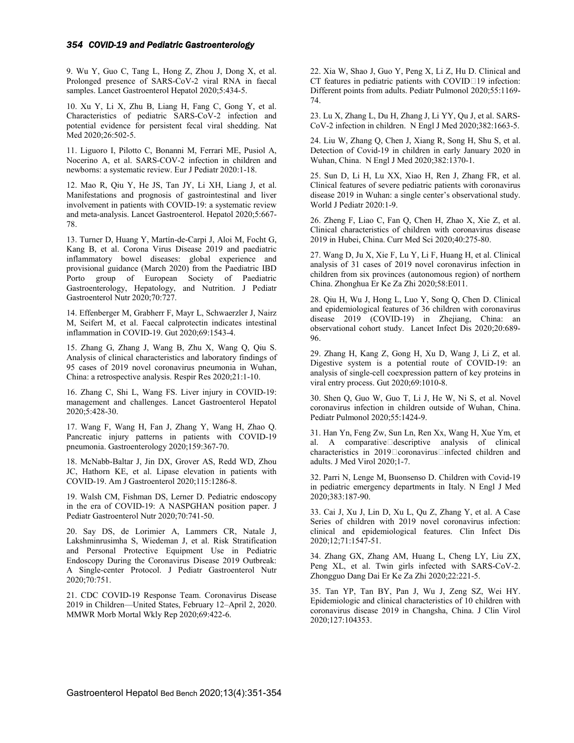9. Wu Y, Guo C, Tang L, Hong Z, Zhou J, Dong X, et al. Prolonged presence of SARS-CoV-2 viral RNA in faecal samples. Lancet Gastroenterol Hepatol 2020;5:434-5.

10. Xu Y, Li X, Zhu B, Liang H, Fang C, Gong Y, et al. Characteristics of pediatric SARS-CoV-2 infection and potential evidence for persistent fecal viral shedding. Nat Med 2020;26:502-5.

11. Liguoro I, Pilotto C, Bonanni M, Ferrari ME, Pusiol A, Nocerino A, et al. SARS-COV-2 infection in children and newborns: a systematic review. Eur J Pediatr 2020:1-18.

12. Mao R, Qiu Y, He JS, Tan JY, Li XH, Liang J, et al. Manifestations and prognosis of gastrointestinal and liver involvement in patients with COVID-19: a systematic review and meta-analysis. Lancet Gastroenterol. Hepatol 2020;5:667-78.

13. Turner D, Huang Y, Martín-de-Carpi J, Aloi M, Focht G, Kang B, et al. Corona Virus Disease 2019 and paediatric inflammatory bowel diseases: global experience and provisional guidance (March 2020) from the Paediatric IBD Porto group of European Society of Paediatric Gastroenterology, Hepatology, and Nutrition. J Pediatr Gastroenterol Nutr 2020;70:727.

14. Effenberger M, Grabherr F, Mayr L, Schwaerzler J, Nairz M, Seifert M, et al. Faecal calprotectin indicates intestinal inflammation in COVID-19. Gut 2020;69:1543-4.

15. Zhang G, Zhang J, Wang B, Zhu X, Wang Q, Qiu S. Analysis of clinical characteristics and laboratory findings of 95 cases of 2019 novel coronavirus pneumonia in Wuhan, China: a retrospective analysis. Respir Res 2020;21:1-10.

16. Zhang C, Shi L, Wang FS. Liver injury in COVID-19: management and challenges. Lancet Gastroenterol Hepatol 2020;5:428-30.

17. Wang F, Wang H, Fan J, Zhang Y, Wang H, Zhao Q. Pancreatic injury patterns in patients with COVID-19 pneumonia. Gastroenterology 2020;159:367-70.

18. McNabb-Baltar J, Jin DX, Grover AS, Redd WD, Zhou JC, Hathorn KE, et al. Lipase elevation in patients with COVID-19. Am J Gastroenterol 2020;115:1286-8.

19. Walsh CM, Fishman DS, Lerner D. Pediatric endoscopy in the era of COVID-19: A NASPGHAN position paper. J Pediatr Gastroenterol Nutr 2020;70:741-50.

20. Say DS, de Lorimier A, Lammers CR, Natale J, Lakshminrusimha S, Wiedeman J, et al. Risk Stratification and Personal Protective Equipment Use in Pediatric Endoscopy During the Coronavirus Disease 2019 Outbreak: A Single-center Protocol. J Pediatr Gastroenterol Nutr 2020;70:751.

21. CDC COVID-19 Response Team. Coronavirus Disease 2019 in Children—United States, February 12–April 2, 2020. MMWR Morb Mortal Wkly Rep 2020;69:422-6.

22. Xia W, Shao J, Guo Y, Peng X, Li Z, Hu D. Clinical and CT features in pediatric patients with COVID‐19 infection: Different points from adults. Pediatr Pulmonol 2020;55:1169-74.

23. Lu X, Zhang L, Du H, Zhang J, Li YY, Qu J, et al. SARS-CoV-2 infection in children. N Engl J Med 2020;382:1663-5.

24. Liu W, Zhang Q, Chen J, Xiang R, Song H, Shu S, et al. Detection of Covid-19 in children in early January 2020 in Wuhan, China. N Engl J Med 2020;382:1370-1.

25. Sun D, Li H, Lu XX, Xiao H, Ren J, Zhang FR, et al. Clinical features of severe pediatric patients with coronavirus disease 2019 in Wuhan: a single center's observational study. World J Pediatr 2020:1-9.

26. Zheng F, Liao C, Fan Q, Chen H, Zhao X, Xie Z, et al. Clinical characteristics of children with coronavirus disease 2019 in Hubei, China. Curr Med Sci 2020;40:275-80.

27. Wang D, Ju X, Xie F, Lu Y, Li F, Huang H, et al. Clinical analysis of 31 cases of 2019 novel coronavirus infection in children from six provinces (autonomous region) of northern China. Zhonghua Er Ke Za Zhi 2020;58:E011.

28. Qiu H, Wu J, Hong L, Luo Y, Song Q, Chen D. Clinical and epidemiological features of 36 children with coronavirus disease 2019 (COVID-19) in Zhejiang, China: an observational cohort study. Lancet Infect Dis 2020;20:689-96.

29. Zhang H, Kang Z, Gong H, Xu D, Wang J, Li Z, et al. Digestive system is a potential route of COVID-19: an analysis of single-cell coexpression pattern of key proteins in viral entry process. Gut 2020;69:1010-8.

30. Shen Q, Guo W, Guo T, Li J, He W, Ni S, et al. Novel coronavirus infection in children outside of Wuhan, China. Pediatr Pulmonol 2020;55:1424-9.

31. Han Yn, Feng Zw, Sun Ln, Ren Xx, Wang H, Xue Ym, et al. A comparative‐descriptive analysis of clinical characteristics in 2019‐coronavirus‐infected children and adults. J Med Virol 2020;1-7.

32. Parri N, Lenge M, Buonsenso D. Children with Covid-19 in pediatric emergency departments in Italy. N Engl J Med 2020;383:187-90.

33. Cai J, Xu J, Lin D, Xu L, Qu Z, Zhang Y, et al. A Case Series of children with 2019 novel coronavirus infection: clinical and epidemiological features. Clin Infect Dis 2020;12;71:1547-51.

34. Zhang GX, Zhang AM, Huang L, Cheng LY, Liu ZX, Peng XL, et al. Twin girls infected with SARS-CoV-2. Zhongguo Dang Dai Er Ke Za Zhi 2020;22:221-5.

35. Tan YP, Tan BY, Pan J, Wu J, Zeng SZ, Wei HY. Epidemiologic and clinical characteristics of 10 children with coronavirus disease 2019 in Changsha, China. J Clin Virol 2020;127:104353.